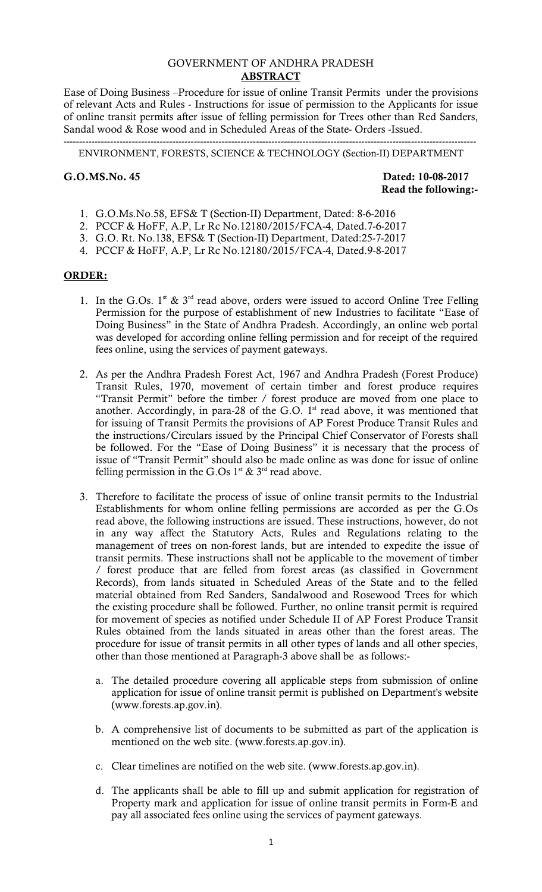GOVERNMENT OF ANDHRA PRADESH

**ABSTRACT**

Ease of Doing Business –Procedure for issue of online Transit Permits under the provisions of relevant Acts and Rules - Instructions for issue of permission to the Applicants for issue of online transit permits after issue of felling permission for Trees other than Red Sanders, Sandal wood & Rose wood and in Scheduled Areas of the State- Orders -Issued.

---

ENVIRONMENT, FORESTS, SCIENCE & TECHNOLOGY (Section-II) DEPARTMENT

**G.O.MS.No. 45** **Dated: 10-08-2017**

**Read the following:-**

1. G.O.Ms.No.58, EFS& T (Section-II) Department, Dated: 8-6-2016
2. PCCF & HoFF, A.P, Lr Rc No.12180/2015/FCA-4, Dated.7-6-2017
3. G.O. Rt. No.138, EFS& T (Section-II) Department, Dated:25-7-2017
4. PCCF & HoFF, A.P, Lr Rc No.12180/2015/FCA-4, Dated.9-8-2017

**ORDER:**

1. In the G.Os. 1st & 3rd read above, orders were issued to accord Online Tree Felling Permission for the purpose of establishment of new Industries to facilitate "Ease of Doing Business" in the State of Andhra Pradesh. Accordingly, an online web portal was developed for according online felling permission and for receipt of the required fees online, using the services of payment gateways.

2. As per the Andhra Pradesh Forest Act, 1967 and Andhra Pradesh (Forest Produce) Transit Rules, 1970, movement of certain timber and forest produce requires "Transit Permit" before the timber / forest produce are moved from one place to another. Accordingly, in para-28 of the G.O. 1st read above, it was mentioned that for issuing of Transit Permits the provisions of AP Forest Produce Transit Rules and the instructions/Circulars issued by the Principal Chief Conservator of Forests shall be followed. For the "Ease of Doing Business" it is necessary that the process of issue of "Transit Permit" should also be made online as was done for issue of online felling permission in the G.Os 1st & 3rd read above.

3. Therefore to facilitate the process of issue of online transit permits to the Industrial Establishments for whom online felling permissions are accorded as per the G.Os read above, the following instructions are issued. These instructions, however, do not in any way affect the Statutory Acts, Rules and Regulations relating to the management of trees on non-forest lands, but are intended to expedite the issue of transit permits. These instructions shall not be applicable to the movement of timber / forest produce that are felled from forest areas (as classified in Government Records), from lands situated in Scheduled Areas of the State and to the felled material obtained from Red Sanders, Sandalwood and Rosewood Trees for which the existing procedure shall be followed. Further, no online transit permit is required for movement of species as notified under Schedule II of AP Forest Produce Transit Rules obtained from the lands situated in areas other than the forest areas. The procedure for issue of transit permits in all other types of lands and all other species, other than those mentioned at Paragraph-3 above shall be as follows:-

   a. The detailed procedure covering all applicable steps from submission of online application for issue of online transit permit is published on Department's website (www.forests.ap.gov.in).

   b. A comprehensive list of documents to be submitted as part of the application is mentioned on the web site. (www.forests.ap.gov.in).

   c. Clear timelines are notified on the web site. (www.forests.ap.gov.in).

   d. The applicants shall be able to fill up and submit application for registration of Property mark and application for issue of online transit permits in Form-E and pay all associated fees online using the services of payment gateways.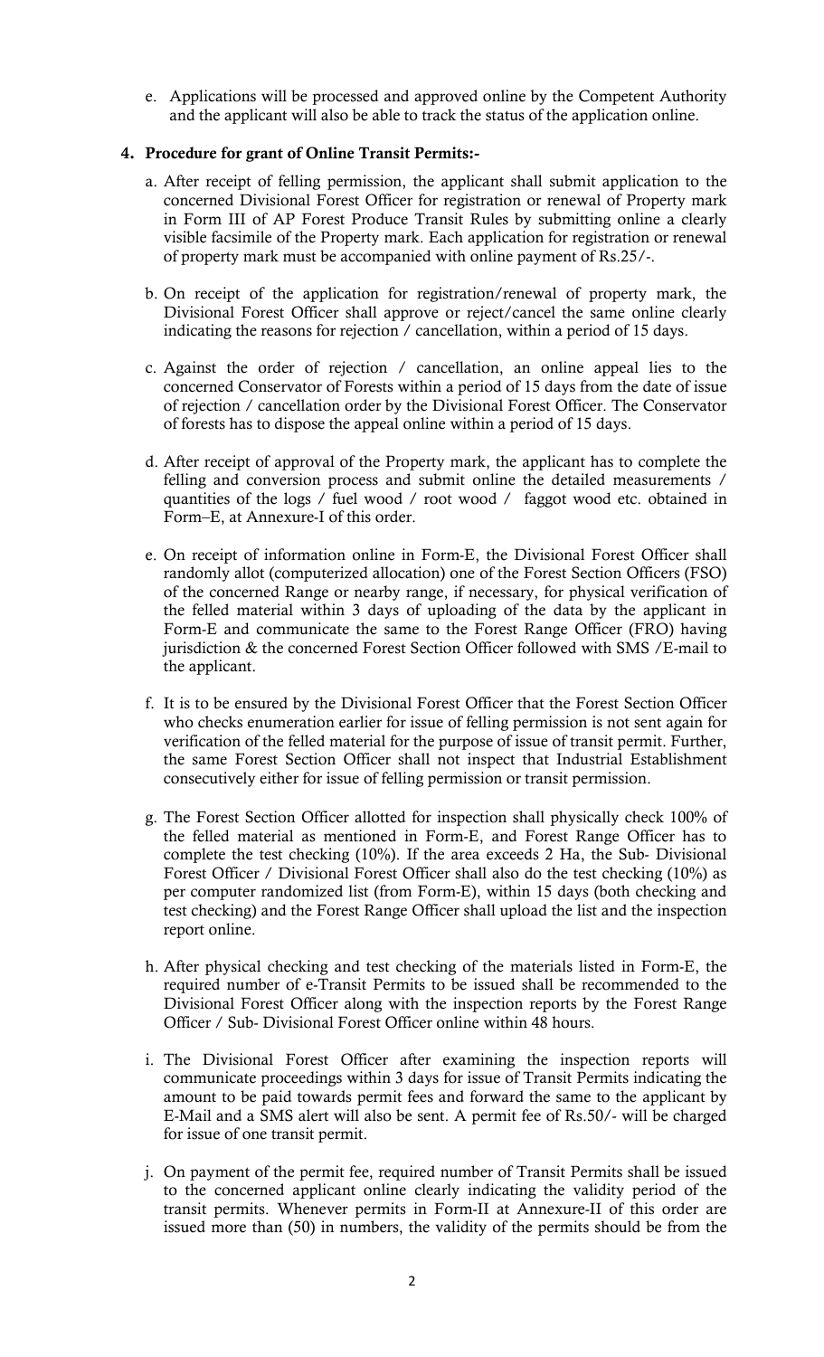e. Applications will be processed and approved online by the Competent Authority and the applicant will also be able to track the status of the application online.

**4. Procedure for grant of Online Transit Permits:-**

a. After receipt of felling permission, the applicant shall submit application to the concerned Divisional Forest Officer for registration or renewal of Property mark in Form III of AP Forest Produce Transit Rules by submitting online a clearly visible facsimile of the Property mark. Each application for registration or renewal of property mark must be accompanied with online payment of Rs.25/-.

b. On receipt of the application for registration/renewal of property mark, the Divisional Forest Officer shall approve or reject/cancel the same online clearly indicating the reasons for rejection / cancellation, within a period of 15 days.

c. Against the order of rejection / cancellation, an online appeal lies to the concerned Conservator of Forests within a period of 15 days from the date of issue of rejection / cancellation order by the Divisional Forest Officer. The Conservator of forests has to dispose the appeal online within a period of 15 days.

d. After receipt of approval of the Property mark, the applicant has to complete the felling and conversion process and submit online the detailed measurements / quantities of the logs / fuel wood / root wood / faggot wood etc. obtained in Form–E, at Annexure-I of this order.

e. On receipt of information online in Form-E, the Divisional Forest Officer shall randomly allot (computerized allocation) one of the Forest Section Officers (FSO) of the concerned Range or nearby range, if necessary, for physical verification of the felled material within 3 days of uploading of the data by the applicant in Form-E and communicate the same to the Forest Range Officer (FRO) having jurisdiction & the concerned Forest Section Officer followed with SMS /E-mail to the applicant.

f. It is to be ensured by the Divisional Forest Officer that the Forest Section Officer who checks enumeration earlier for issue of felling permission is not sent again for verification of the felled material for the purpose of issue of transit permit. Further, the same Forest Section Officer shall not inspect that Industrial Establishment consecutively either for issue of felling permission or transit permission.

g. The Forest Section Officer allotted for inspection shall physically check 100% of the felled material as mentioned in Form-E, and Forest Range Officer has to complete the test checking (10%). If the area exceeds 2 Ha, the Sub- Divisional Forest Officer / Divisional Forest Officer shall also do the test checking (10%) as per computer randomized list (from Form-E), within 15 days (both checking and test checking) and the Forest Range Officer shall upload the list and the inspection report online.

h. After physical checking and test checking of the materials listed in Form-E, the required number of e-Transit Permits to be issued shall be recommended to the Divisional Forest Officer along with the inspection reports by the Forest Range Officer / Sub- Divisional Forest Officer online within 48 hours.

i. The Divisional Forest Officer after examining the inspection reports will communicate proceedings within 3 days for issue of Transit Permits indicating the amount to be paid towards permit fees and forward the same to the applicant by E-Mail and a SMS alert will also be sent. A permit fee of Rs.50/- will be charged for issue of one transit permit.

j. On payment of the permit fee, required number of Transit Permits shall be issued to the concerned applicant online clearly indicating the validity period of the transit permits. Whenever permits in Form-II at Annexure-II of this order are issued more than (50) in numbers, the validity of the permits should be from the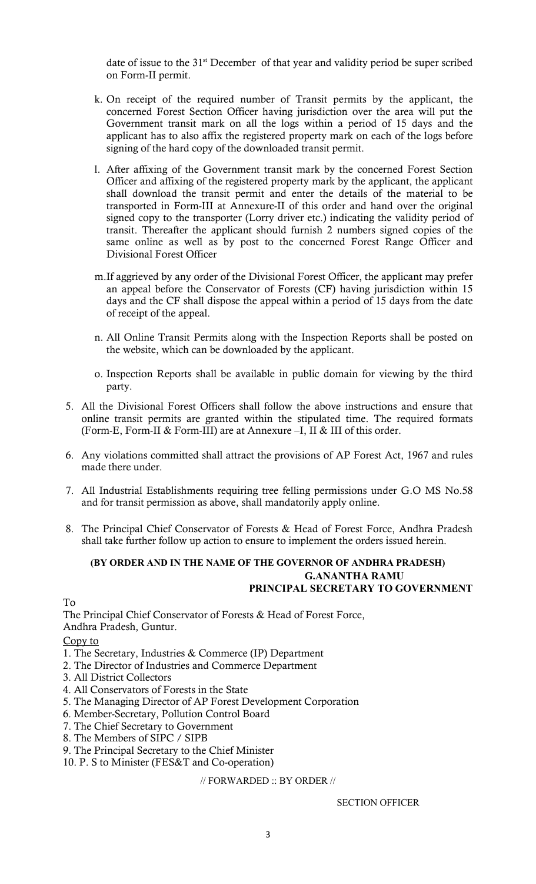date of issue to the 31st December of that year and validity period be super scribed on Form-II permit.

k. On receipt of the required number of Transit permits by the applicant, the concerned Forest Section Officer having jurisdiction over the area will put the Government transit mark on all the logs within a period of 15 days and the applicant has to also affix the registered property mark on each of the logs before signing of the hard copy of the downloaded transit permit.

l. After affixing of the Government transit mark by the concerned Forest Section Officer and affixing of the registered property mark by the applicant, the applicant shall download the transit permit and enter the details of the material to be transported in Form-III at Annexure-II of this order and hand over the original signed copy to the transporter (Lorry driver etc.) indicating the validity period of transit. Thereafter the applicant should furnish 2 numbers signed copies of the same online as well as by post to the concerned Forest Range Officer and Divisional Forest Officer

m. If aggrieved by any order of the Divisional Forest Officer, the applicant may prefer an appeal before the Conservator of Forests (CF) having jurisdiction within 15 days and the CF shall dispose the appeal within a period of 15 days from the date of receipt of the appeal.

n. All Online Transit Permits along with the Inspection Reports shall be posted on the website, which can be downloaded by the applicant.

o. Inspection Reports shall be available in public domain for viewing by the third party.

5. All the Divisional Forest Officers shall follow the above instructions and ensure that online transit permits are granted within the stipulated time. The required formats (Form-E, Form-II & Form-III) are at Annexure –I, II & III of this order.

6. Any violations committed shall attract the provisions of AP Forest Act, 1967 and rules made there under.

7. All Industrial Establishments requiring tree felling permissions under G.O MS No.58 and for transit permission as above, shall mandatorily apply online.

8. The Principal Chief Conservator of Forests & Head of Forest Force, Andhra Pradesh shall take further follow up action to ensure to implement the orders issued herein.

**(BY ORDER AND IN THE NAME OF THE GOVERNOR OF ANDHRA PRADESH)**

**G.ANANTHA RAMU**
**PRINCIPAL SECRETARY TO GOVERNMENT**

To
The Principal Chief Conservator of Forests & Head of Forest Force,
Andhra Pradesh, Guntur.

Copy to
1. The Secretary, Industries & Commerce (IP) Department
2. The Director of Industries and Commerce Department
3. All District Collectors
4. All Conservators of Forests in the State
5. The Managing Director of AP Forest Development Corporation
6. Member-Secretary, Pollution Control Board
7. The Chief Secretary to Government
8. The Members of SIPC / SIPB
9. The Principal Secretary to the Chief Minister
10. P. S to Minister (FES&T and Co-operation)

// FORWARDED :: BY ORDER //

SECTION OFFICER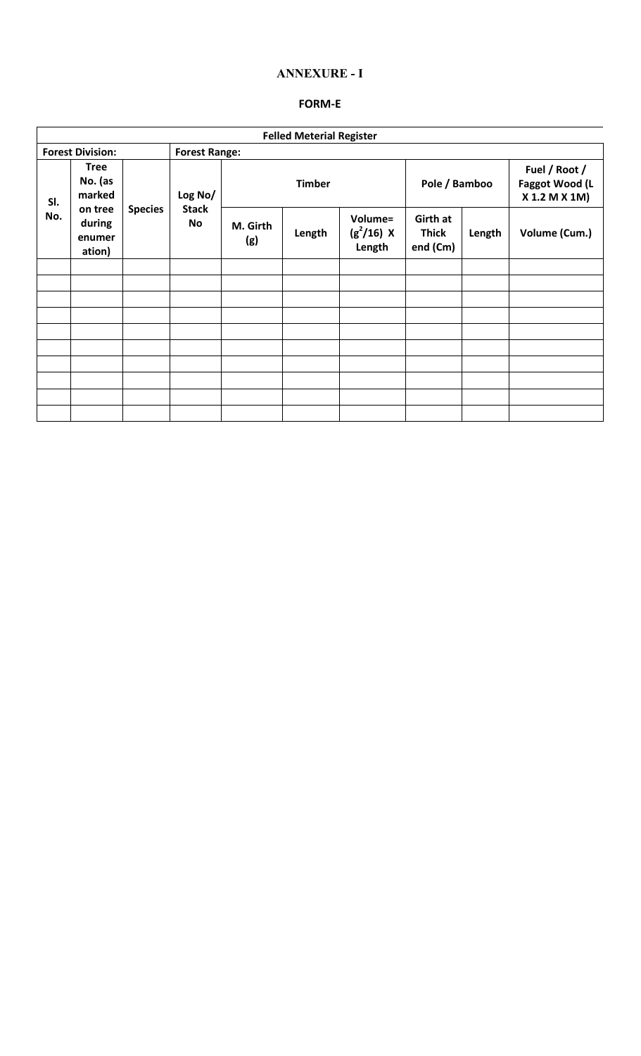# ANNEXURE - I

## FORM-E

| Felled Meterial Register | | | | | | | | | |
|---|---|---|---|---|---|---|---|---|---|
| **Forest Division:** | | | **Forest Range:** | | | | | | |
| **Sl. No.** | **Tree No. (as marked on tree during enumeration)** | **Species** | **Log No/ Stack No** | **Timber** | | | **Pole / Bamboo** | | **Fuel / Root / Faggot Wood (L X 1.2 M X 1M)** |
| | | | | **M. Girth (g)** | **Length** | **Volume= $(g^2/16)$ X Length** | **Girth at Thick end (Cm)** | **Length** | **Volume (Cum.)** |
| | | | | | | | | | |
| | | | | | | | | | |
| | | | | | | | | | |
| | | | | | | | | | |
| | | | | | | | | | |
| | | | | | | | | | |
| | | | | | | | | | |
| | | | | | | | | | |
| | | | | | | | | | |
| | | | | | | | | | |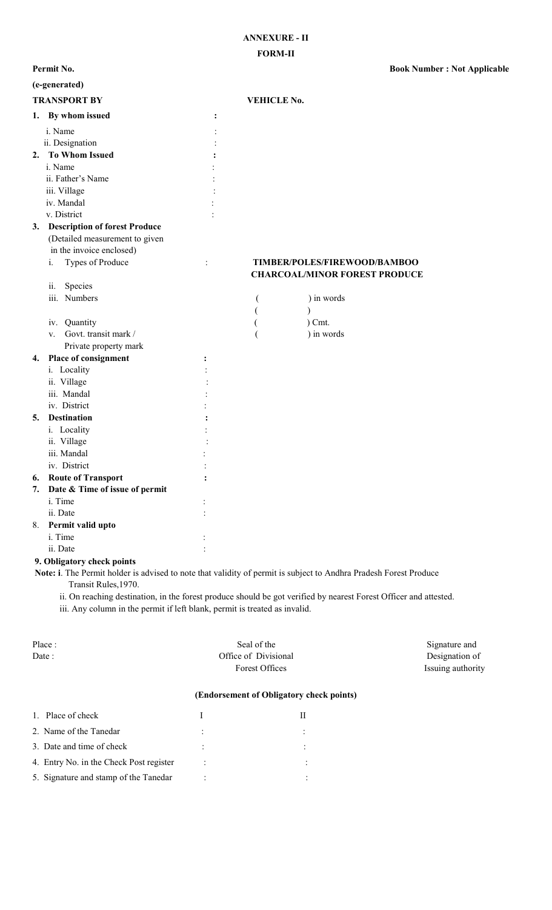**ANNEXURE - II**

**FORM-II**

**Permit No.** **Book Number : Not Applicable**

**(e-generated)**

**TRANSPORT BY** **VEHICLE No.**

1. **By whom issued :**
   - i. Name :
   - ii. Designation :
2. **To Whom Issued :**
   - i. Name :
   - ii. Father's Name :
   - iii. Village :
   - iv. Mandal :
   - v. District :
3. **Description of forest Produce**
   (Detailed measurement to given in the invoice enclosed)
   - i. Types of Produce : **TIMBER/POLES/FIREWOOD/BAMBOO CHARCOAL/MINOR FOREST PRODUCE**
   - ii. Species
   - iii. Numbers ( ) in words
     ( )
   - iv. Quantity ( ) Cmt.
   - v. Govt. transit mark / Private property mark ( ) in words
4. **Place of consignment :**
   - i. Locality :
   - ii. Village :
   - iii. Mandal :
   - iv. District :
5. **Destination :**
   - i. Locality :
   - ii. Village :
   - iii. Mandal :
   - iv. District :
6. **Route of Transport :**
7. **Date & Time of issue of permit**
   - i. Time :
   - ii. Date :
8. **Permit valid upto**
   - i. Time :
   - ii. Date :

**9. Obligatory check points**

**Note: i**. The Permit holder is advised to note that validity of permit is subject to Andhra Pradesh Forest Produce Transit Rules,1970.

ii. On reaching destination, in the forest produce should be got verified by nearest Forest Officer and attested.

iii. Any column in the permit if left blank, permit is treated as invalid.

| | | |
|---|---|---|
| Place :<br>Date : | Seal of the<br>Office of Divisional<br>Forest Offices | Signature and<br>Designation of<br>Issuing authority |

**(Endorsement of Obligatory check points)**

| | I | II |
|---|---|---|
| 1. Place of check | | |
| 2. Name of the Tanedar | : | : |
| 3. Date and time of check | : | : |
| 4. Entry No. in the Check Post register | : | : |
| 5. Signature and stamp of the Tanedar | : | : |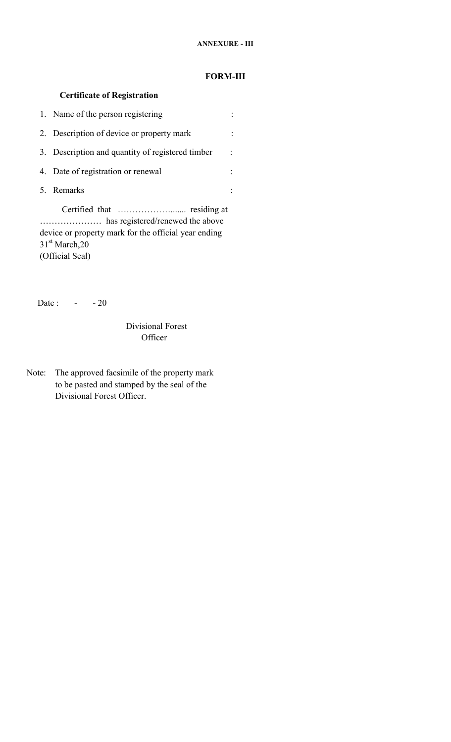**ANNEXURE - III**

**FORM-III**

**Certificate of Registration**

1. Name of the person registering :
2. Description of device or property mark :
3. Description and quantity of registered timber :
4. Date of registration or renewal :
5. Remarks :

Certified that ………………....... residing at ………………… has registered/renewed the above device or property mark for the official year ending 31st March,20
(Official Seal)

Date : - - 20

Divisional Forest Officer

Note: The approved facsimile of the property mark to be pasted and stamped by the seal of the Divisional Forest Officer.